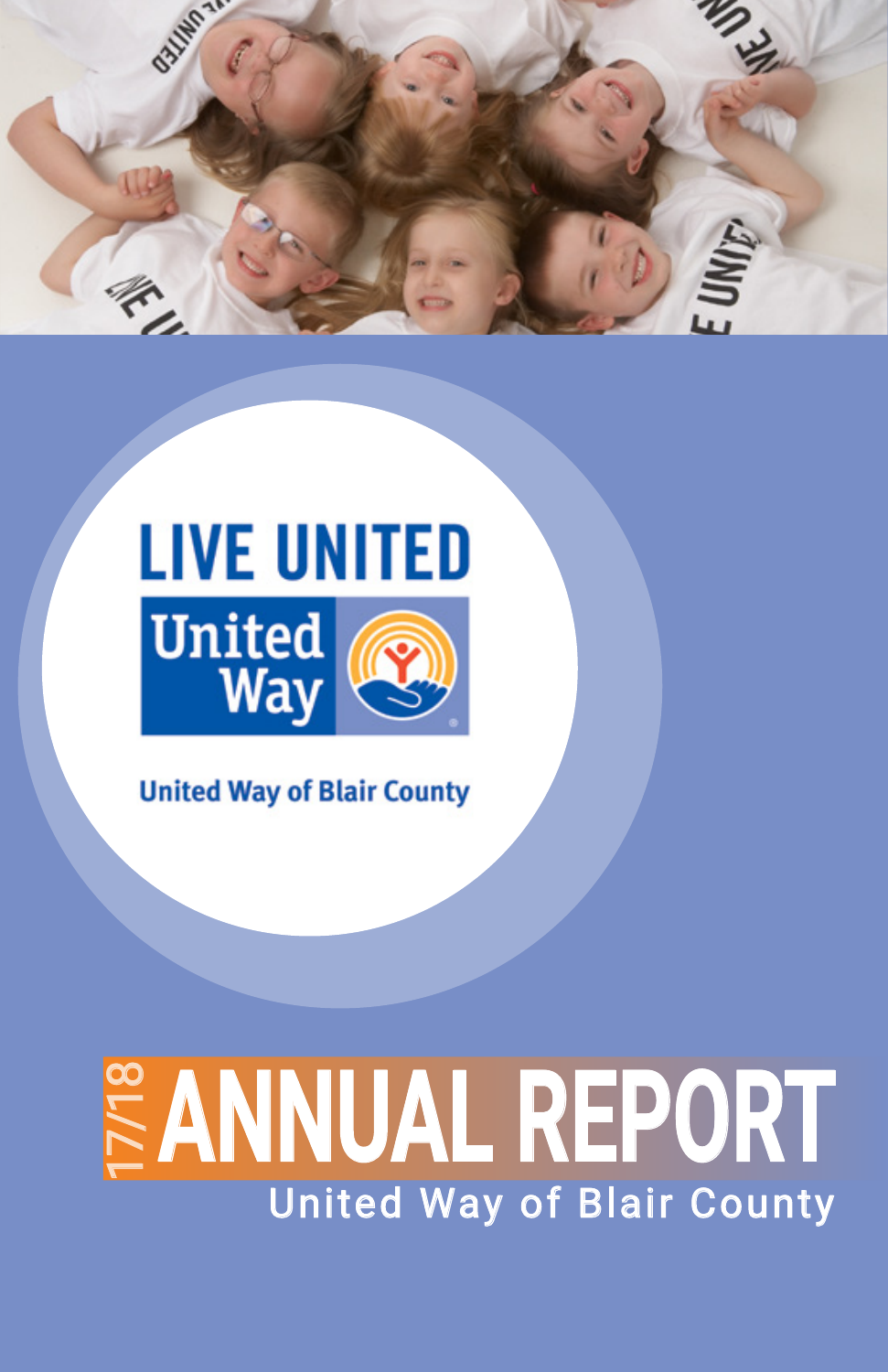LIVE UNITED

United Way

United Way of Blair County

# 17/18 ANNUAL REPORT

United Way of Blair County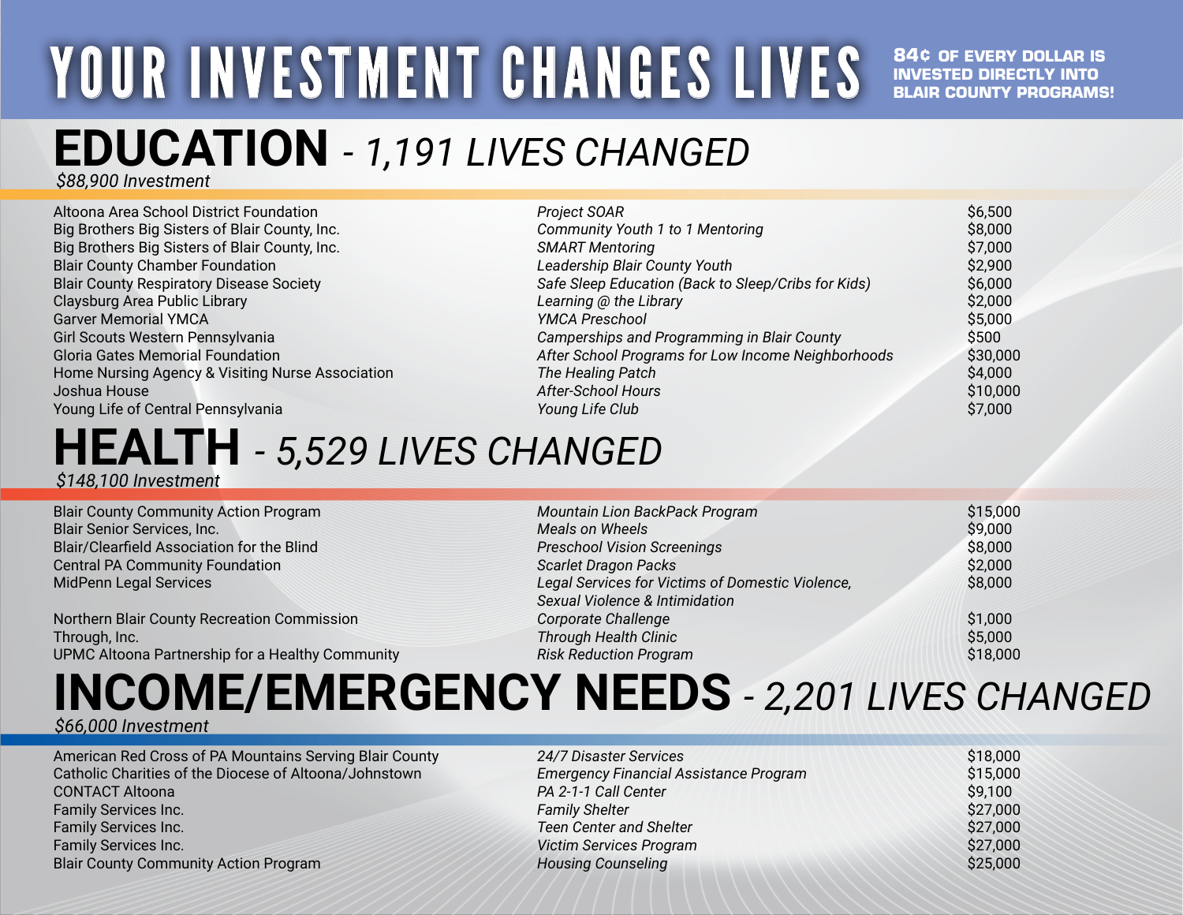# YOUR INVESTMENT CHANGES LIVES

**84¢ OF EVERY DOLLAR IS INVESTED DIRECTLY INTO BLAIR COUNTY PROGRAMS!**

## EDUCATION *- 1,191 LIVES CHANGED*

*$88,900 Investment*

| | | |
|---|---|---|
| Altoona Area School District Foundation | *Project SOAR* | $6,500 |
| Big Brothers Big Sisters of Blair County, Inc. | *Community Youth 1 to 1 Mentoring* | $8,000 |
| Big Brothers Big Sisters of Blair County, Inc. | *SMART Mentoring* | $7,000 |
| Blair County Chamber Foundation | *Leadership Blair County Youth* | $2,900 |
| Blair County Respiratory Disease Society | *Safe Sleep Education (Back to Sleep/Cribs for Kids)* | $6,000 |
| Claysburg Area Public Library | *Learning @ the Library* | $2,000 |
| Garver Memorial YMCA | *YMCA Preschool* | $5,000 |
| Girl Scouts Western Pennsylvania | *Camperships and Programming in Blair County* | $500 |
| Gloria Gates Memorial Foundation | *After School Programs for Low Income Neighborhoods* | $30,000 |
| Home Nursing Agency & Visiting Nurse Association | *The Healing Patch* | $4,000 |
| Joshua House | *After-School Hours* | $10,000 |
| Young Life of Central Pennsylvania | *Young Life Club* | $7,000 |

## HEALTH *- 5,529 LIVES CHANGED*

*$148,100 Investment*

| | | |
|---|---|---|
| Blair County Community Action Program | *Mountain Lion BackPack Program* | $15,000 |
| Blair Senior Services, Inc. | *Meals on Wheels* | $9,000 |
| Blair/Clearfield Association for the Blind | *Preschool Vision Screenings* | $8,000 |
| Central PA Community Foundation | *Scarlet Dragon Packs* | $2,000 |
| MidPenn Legal Services | *Legal Services for Victims of Domestic Violence, Sexual Violence & Intimidation* | $8,000 |
| Northern Blair County Recreation Commission | *Corporate Challenge* | $1,000 |
| Through, Inc. | *Through Health Clinic* | $5,000 |
| UPMC Altoona Partnership for a Healthy Community | *Risk Reduction Program* | $18,000 |

## INCOME/EMERGENCY NEEDS *- 2,201 LIVES CHANGED*

*$66,000 Investment*

| | | |
|---|---|---|
| American Red Cross of PA Mountains Serving Blair County | *24/7 Disaster Services* | $18,000 |
| Catholic Charities of the Diocese of Altoona/Johnstown | *Emergency Financial Assistance Program* | $15,000 |
| CONTACT Altoona | *PA 2-1-1 Call Center* | $9,100 |
| Family Services Inc. | *Family Shelter* | $27,000 |
| Family Services Inc. | *Teen Center and Shelter* | $27,000 |
| Family Services Inc. | *Victim Services Program* | $27,000 |
| Blair County Community Action Program | *Housing Counseling* | $25,000 |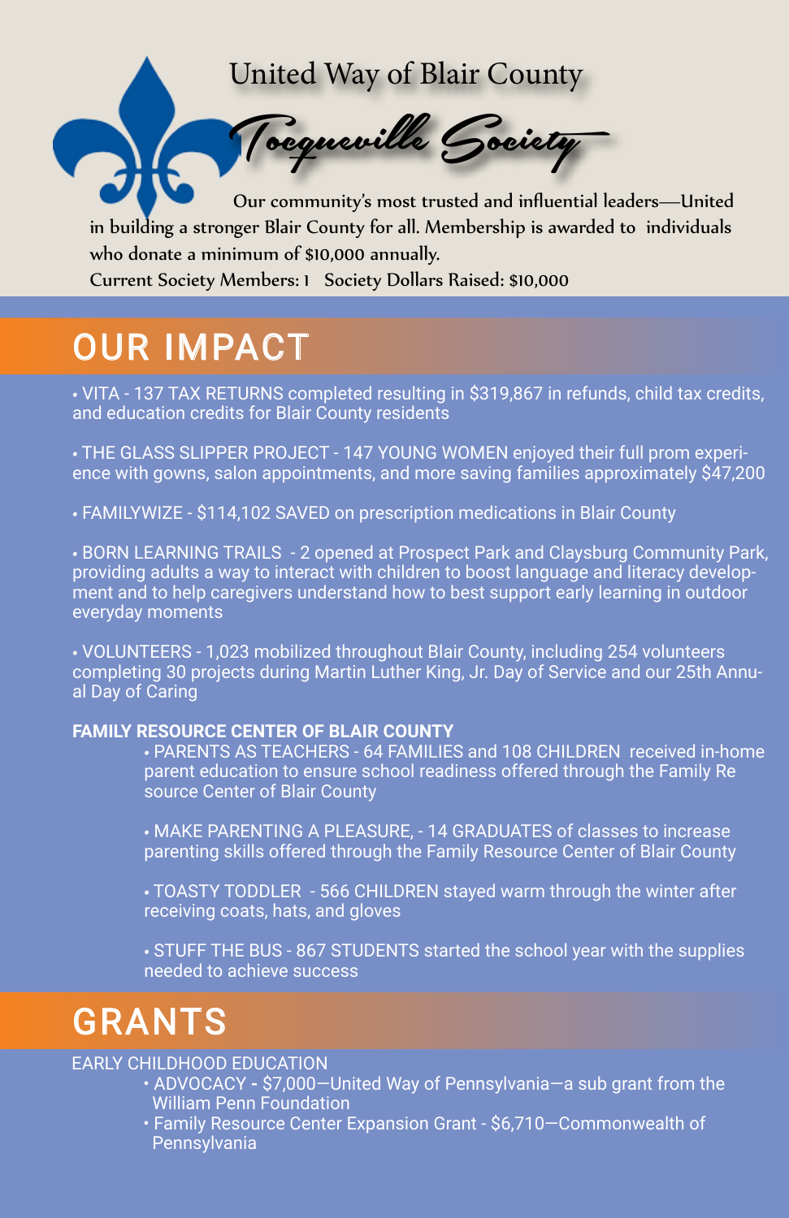# United Way of Blair County

## Tocqueville Society

Our community's most trusted and influential leaders—United in building a stronger Blair County for all. Membership is awarded to individuals who donate a minimum of $10,000 annually.

Current Society Members: 1   Society Dollars Raised: $10,000

## OUR IMPACT

- VITA - 137 TAX RETURNS completed resulting in $319,867 in refunds, child tax credits, and education credits for Blair County residents
- THE GLASS SLIPPER PROJECT - 147 YOUNG WOMEN enjoyed their full prom experience with gowns, salon appointments, and more saving families approximately $47,200
- FAMILYWIZE - $114,102 SAVED on prescription medications in Blair County
- BORN LEARNING TRAILS - 2 opened at Prospect Park and Claysburg Community Park, providing adults a way to interact with children to boost language and literacy development and to help caregivers understand how to best support early learning in outdoor everyday moments
- VOLUNTEERS - 1,023 mobilized throughout Blair County, including 254 volunteers completing 30 projects during Martin Luther King, Jr. Day of Service and our 25th Annual Day of Caring

**FAMILY RESOURCE CENTER OF BLAIR COUNTY**

- PARENTS AS TEACHERS - 64 FAMILIES and 108 CHILDREN received in-home parent education to ensure school readiness offered through the Family Resource Center of Blair County
- MAKE PARENTING A PLEASURE, - 14 GRADUATES of classes to increase parenting skills offered through the Family Resource Center of Blair County
- TOASTY TODDLER - 566 CHILDREN stayed warm through the winter after receiving coats, hats, and gloves
- STUFF THE BUS - 867 STUDENTS started the school year with the supplies needed to achieve success

## GRANTS

EARLY CHILDHOOD EDUCATION

- ADVOCACY - $7,000—United Way of Pennsylvania—a sub grant from the William Penn Foundation
- Family Resource Center Expansion Grant - $6,710—Commonwealth of Pennsylvania